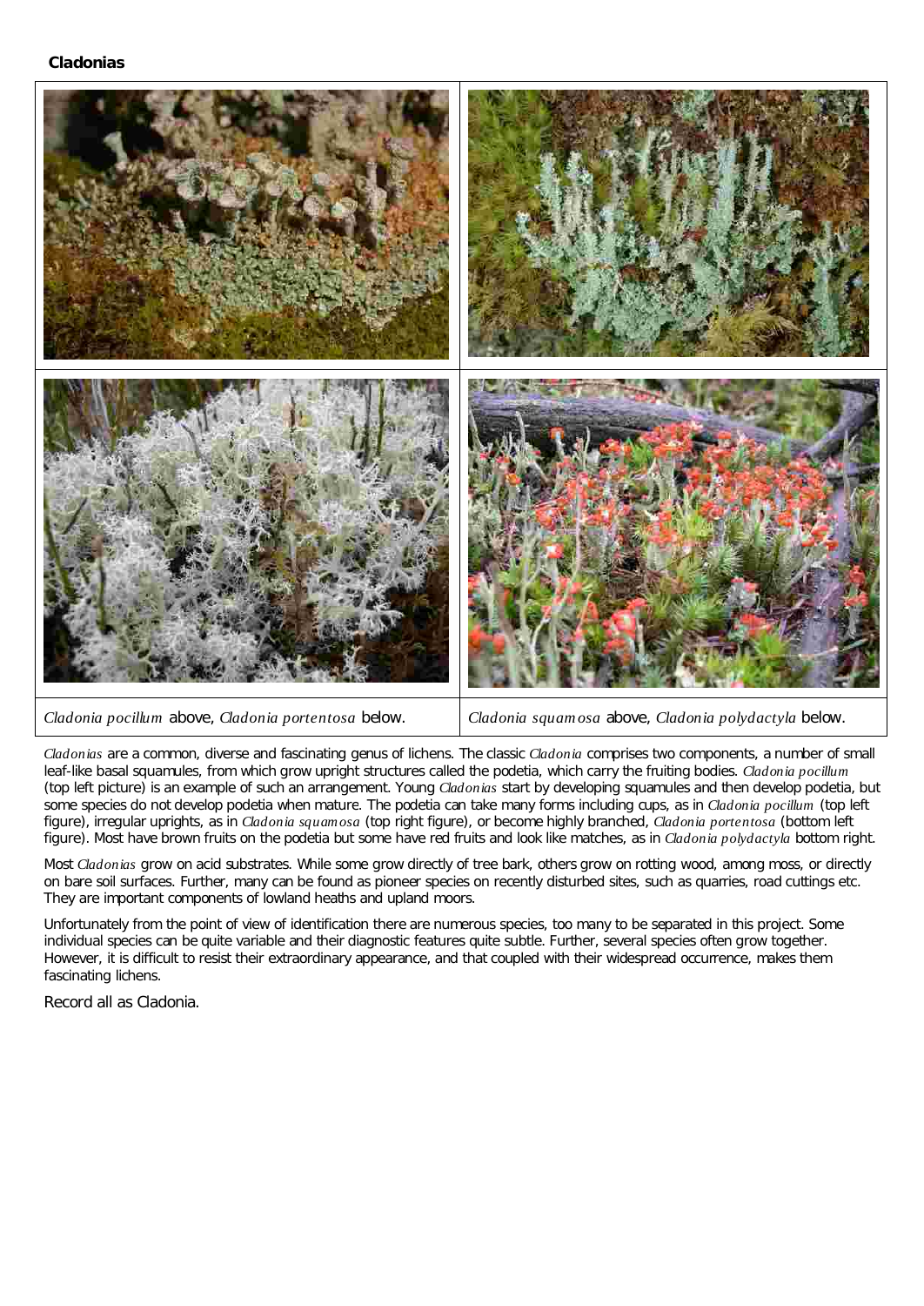**Cladonias**

| *Cladonia pocillum* above, *Cladonia portentosa* below. | *Cladonia squamosa* above, *Cladonia polydactyla* below. |
|---|---|

*Cladonias* are a common, diverse and fascinating genus of lichens. The classic *Cladonia* comprises two components, a number of small leaf-like basal squamules, from which grow upright structures called the podetia, which carry the fruiting bodies. *Cladonia pocillum* (top left picture) is an example of such an arrangement. Young *Cladonias* start by developing squamules and then develop podetia, but some species do not develop podetia when mature. The podetia can take many forms including cups, as in *Cladonia pocillum* (top left figure), irregular uprights, as in *Cladonia squamosa* (top right figure), or become highly branched, *Cladonia portentosa* (bottom left figure). Most have brown fruits on the podetia but some have red fruits and look like matches, as in *Cladonia polydactyla* bottom right.

Most *Cladonias* grow on acid substrates. While some grow directly of tree bark, others grow on rotting wood, among moss, or directly on bare soil surfaces. Further, many can be found as pioneer species on recently disturbed sites, such as quarries, road cuttings etc. They are important components of lowland heaths and upland moors.

Unfortunately from the point of view of identification there are numerous species, too many to be separated in this project. Some individual species can be quite variable and their diagnostic features quite subtle. Further, several species often grow together. However, it is difficult to resist their extraordinary appearance, and that coupled with their widespread occurrence, makes them fascinating lichens.

Record all as Cladonia.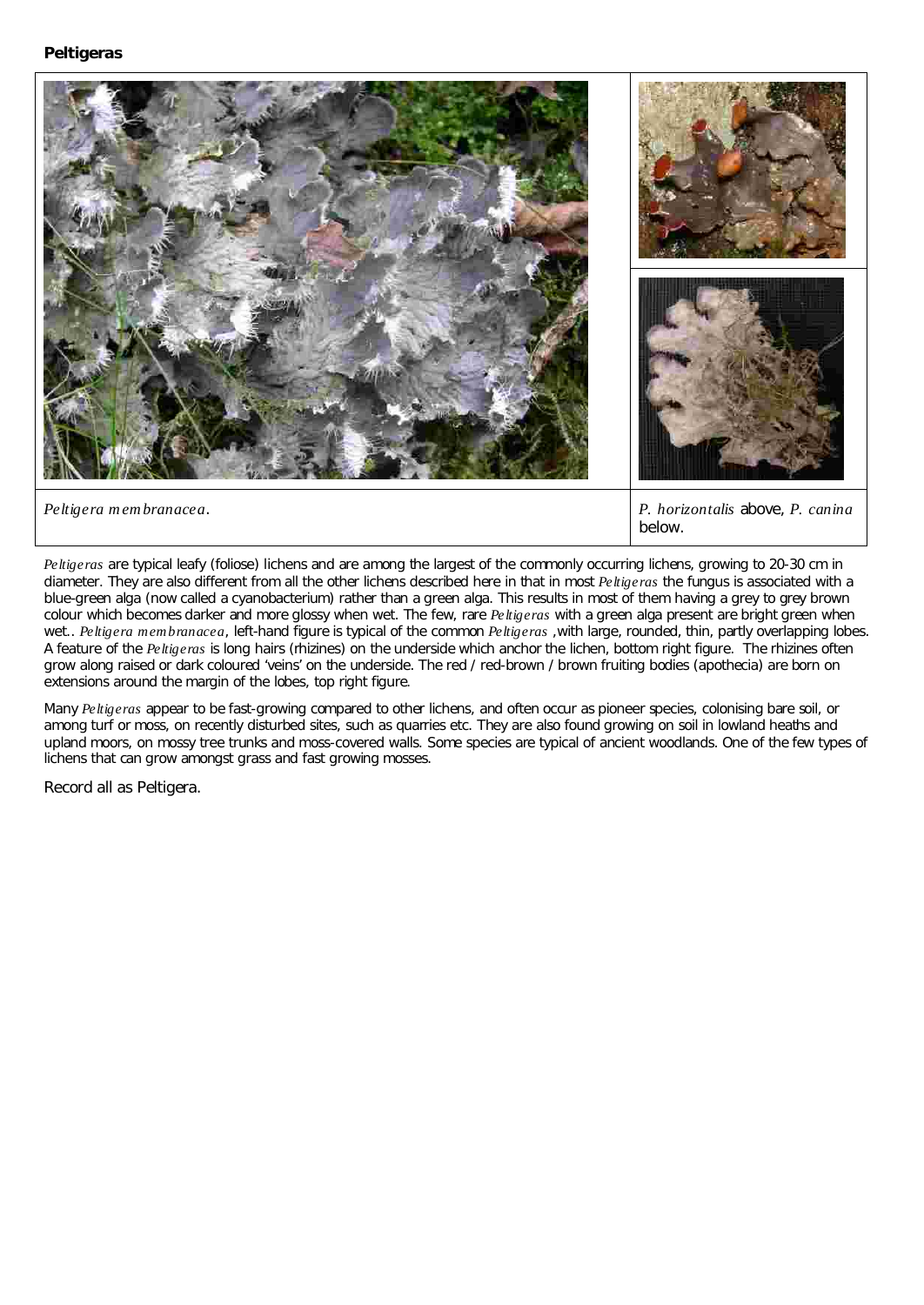**Peltigeras**

| *Peltigera membranacea*. | *P. horizontalis* above, *P. canina* below. |
|---|---|

*Peltigeras* are typical leafy (foliose) lichens and are among the largest of the commonly occurring lichens, growing to 20-30 cm in diameter. They are also different from all the other lichens described here in that in most *Peltigeras* the fungus is associated with a blue-green alga (now called a cyanobacterium) rather than a green alga. This results in most of them having a grey to grey brown colour which becomes darker and more glossy when wet. The few, rare *Peltigeras* with a green alga present are bright green when wet.. *Peltigera membranacea*, left-hand figure is typical of the common *Peltigeras* ,with large, rounded, thin, partly overlapping lobes. A feature of the *Peltigeras* is long hairs (rhizines) on the underside which anchor the lichen, bottom right figure. The rhizines often grow along raised or dark coloured 'veins' on the underside. The red / red-brown / brown fruiting bodies (apothecia) are born on extensions around the margin of the lobes, top right figure.

Many *Peltigeras* appear to be fast-growing compared to other lichens, and often occur as pioneer species, colonising bare soil, or among turf or moss, on recently disturbed sites, such as quarries etc. They are also found growing on soil in lowland heaths and upland moors, on mossy tree trunks and moss-covered walls. Some species are typical of ancient woodlands. One of the few types of lichens that can grow amongst grass and fast growing mosses.

Record all as Peltigera.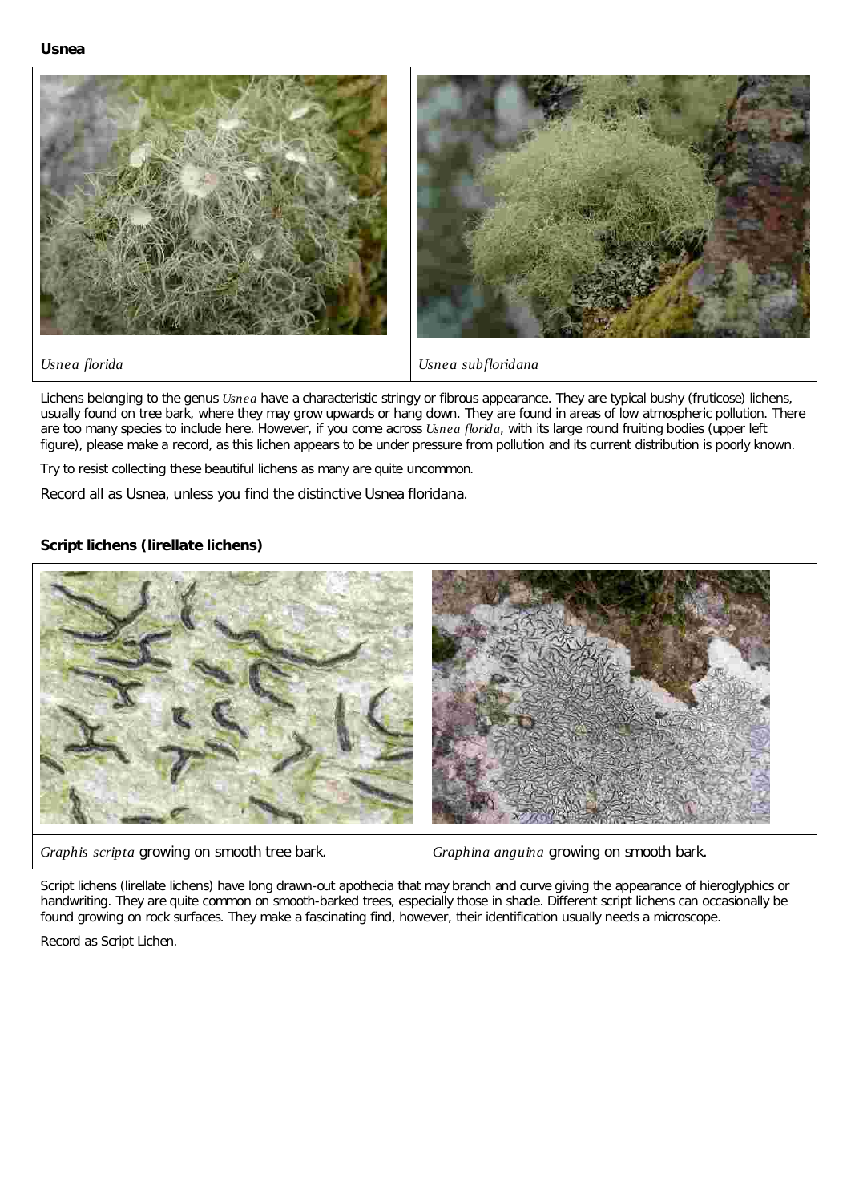**Usnea**

| | |
|---|---|
| *Usnea florida* | *Usnea subfloridana* |

Lichens belonging to the genus *Usnea* have a characteristic stringy or fibrous appearance. They are typical bushy (fruticose) lichens, usually found on tree bark, where they may grow upwards or hang down. They are found in areas of low atmospheric pollution. There are too many species to include here. However, if you come across *Usnea florida*, with its large round fruiting bodies (upper left figure), please make a record, as this lichen appears to be under pressure from pollution and its current distribution is poorly known.

Try to resist collecting these beautiful lichens as many are quite uncommon.

Record all as Usnea, unless you find the distinctive Usnea floridana.

**Script lichens (lirellate lichens)**

| | |
|---|---|
| *Graphis scripta* growing on smooth tree bark. | *Graphina anguina* growing on smooth bark. |

Script lichens (lirellate lichens) have long drawn-out apothecia that may branch and curve giving the appearance of hieroglyphics or handwriting. They are quite common on smooth-barked trees, especially those in shade. Different script lichens can occasionally be found growing on rock surfaces. They make a fascinating find, however, their identification usually needs a microscope.

Record as Script Lichen.